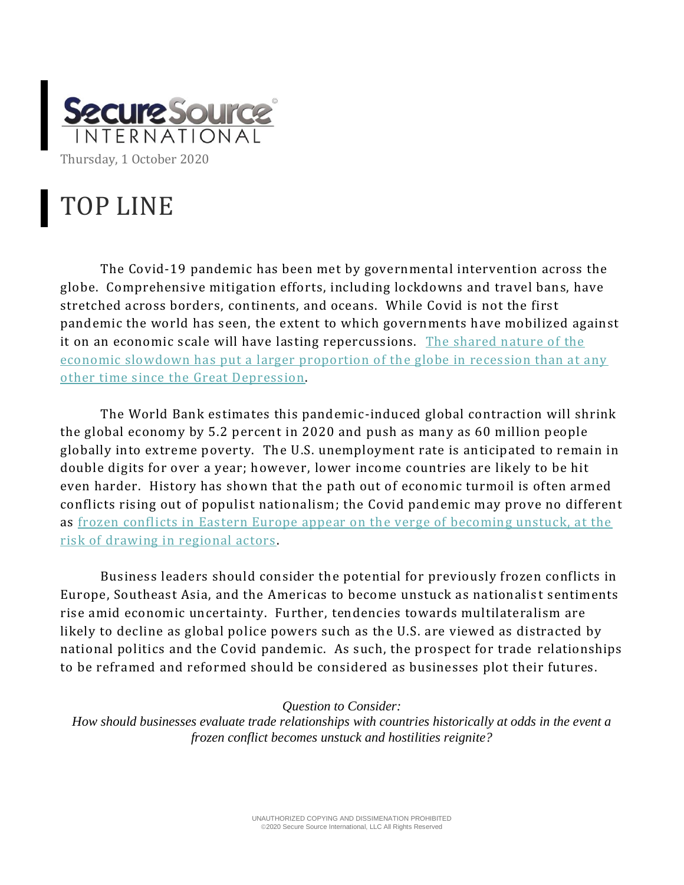SecureSource INTERNATIONAL

Thursday, 1 October 2020

# TOP LINE

The Covid-19 pandemic has been met by governmental intervention across the globe. Comprehensive mitigation efforts, including lockdowns and travel bans, have stretched across borders, continents, and oceans. While Covid is not the first pandemic the world has seen, the extent to which governments have mobilized against it on an economic scale will have lasting repercussions. The shared nature of the economic slowdown has put a larger proportion of the globe in recession than at any other time since the Great Depression.

The World Bank estimates this pandemic-induced global contraction will shrink the global economy by 5.2 percent in 2020 and push as many as 60 million people globally into extreme poverty. The U.S. unemployment rate is anticipated to remain in double digits for over a year; however, lower income countries are likely to be hit even harder. History has shown that the path out of economic turmoil is often armed conflicts rising out of populist nationalism; the Covid pandemic may prove no different as frozen conflicts in Eastern Europe appear on the verge of becoming unstuck, at the risk of drawing in regional actors.

Business leaders should consider the potential for previously frozen conflicts in Europe, Southeast Asia, and the Americas to become unstuck as nationalist sentiments rise amid economic uncertainty. Further, tendencies towards multilateralism are likely to decline as global police powers such as the U.S. are viewed as distracted by national politics and the Covid pandemic. As such, the prospect for trade relationships to be reframed and reformed should be considered as businesses plot their futures.

*Question to Consider:*

*How should businesses evaluate trade relationships with countries historically at odds in the event a frozen conflict becomes unstuck and hostilities reignite?*

UNAUTHORIZED COPYING AND DISSIMENATION PROHIBITED
©2020 Secure Source International, LLC All Rights Reserved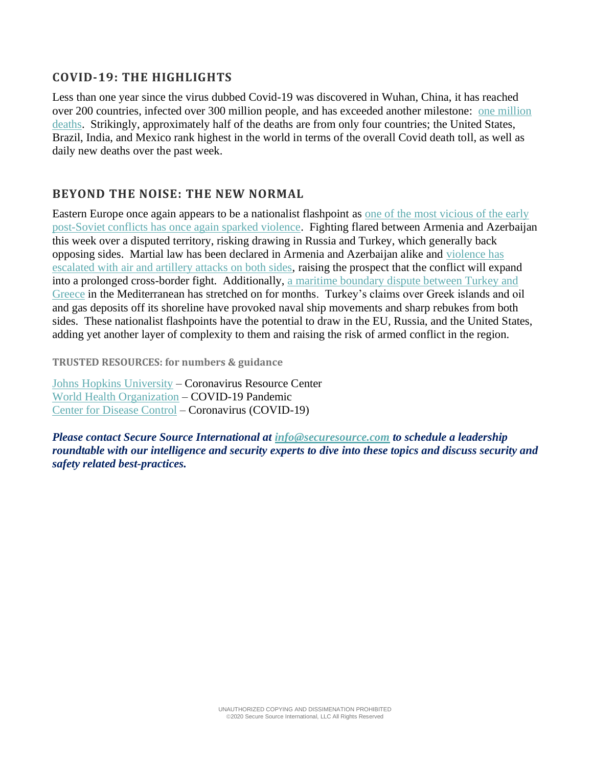## COVID-19: THE HIGHLIGHTS

Less than one year since the virus dubbed Covid-19 was discovered in Wuhan, China, it has reached over 200 countries, infected over 300 million people, and has exceeded another milestone: one million deaths. Strikingly, approximately half of the deaths are from only four countries; the United States, Brazil, India, and Mexico rank highest in the world in terms of the overall Covid death toll, as well as daily new deaths over the past week.

## BEYOND THE NOISE: THE NEW NORMAL

Eastern Europe once again appears to be a nationalist flashpoint as one of the most vicious of the early post-Soviet conflicts has once again sparked violence. Fighting flared between Armenia and Azerbaijan this week over a disputed territory, risking drawing in Russia and Turkey, which generally back opposing sides. Martial law has been declared in Armenia and Azerbaijan alike and violence has escalated with air and artillery attacks on both sides, raising the prospect that the conflict will expand into a prolonged cross-border fight. Additionally, a maritime boundary dispute between Turkey and Greece in the Mediterranean has stretched on for months. Turkey's claims over Greek islands and oil and gas deposits off its shoreline have provoked naval ship movements and sharp rebukes from both sides. These nationalist flashpoints have the potential to draw in the EU, Russia, and the United States, adding yet another layer of complexity to them and raising the risk of armed conflict in the region.

**TRUSTED RESOURCES: for numbers & guidance**

Johns Hopkins University – Coronavirus Resource Center
World Health Organization – COVID-19 Pandemic
Center for Disease Control – Coronavirus (COVID-19)

***Please contact Secure Source International at info@securesource.com to schedule a leadership roundtable with our intelligence and security experts to dive into these topics and discuss security and safety related best-practices.***

UNAUTHORIZED COPYING AND DISSIMENATION PROHIBITED
©2020 Secure Source International, LLC All Rights Reserved